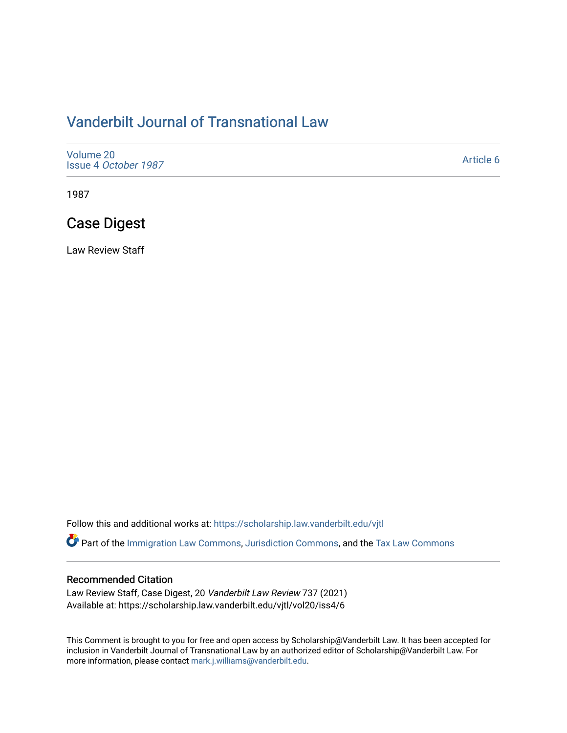# Vanderbilt Journal of Transnational Law

Volume 20
Issue 4 *October 1987*

Article 6

1987

## Case Digest

Law Review Staff

Follow this and additional works at: https://scholarship.law.vanderbilt.edu/vjtl

Part of the Immigration Law Commons, Jurisdiction Commons, and the Tax Law Commons

### Recommended Citation

Law Review Staff, Case Digest, 20 *Vanderbilt Law Review* 737 (2021)
Available at: https://scholarship.law.vanderbilt.edu/vjtl/vol20/iss4/6

This Comment is brought to you for free and open access by Scholarship@Vanderbilt Law. It has been accepted for inclusion in Vanderbilt Journal of Transnational Law by an authorized editor of Scholarship@Vanderbilt Law. For more information, please contact mark.j.williams@vanderbilt.edu.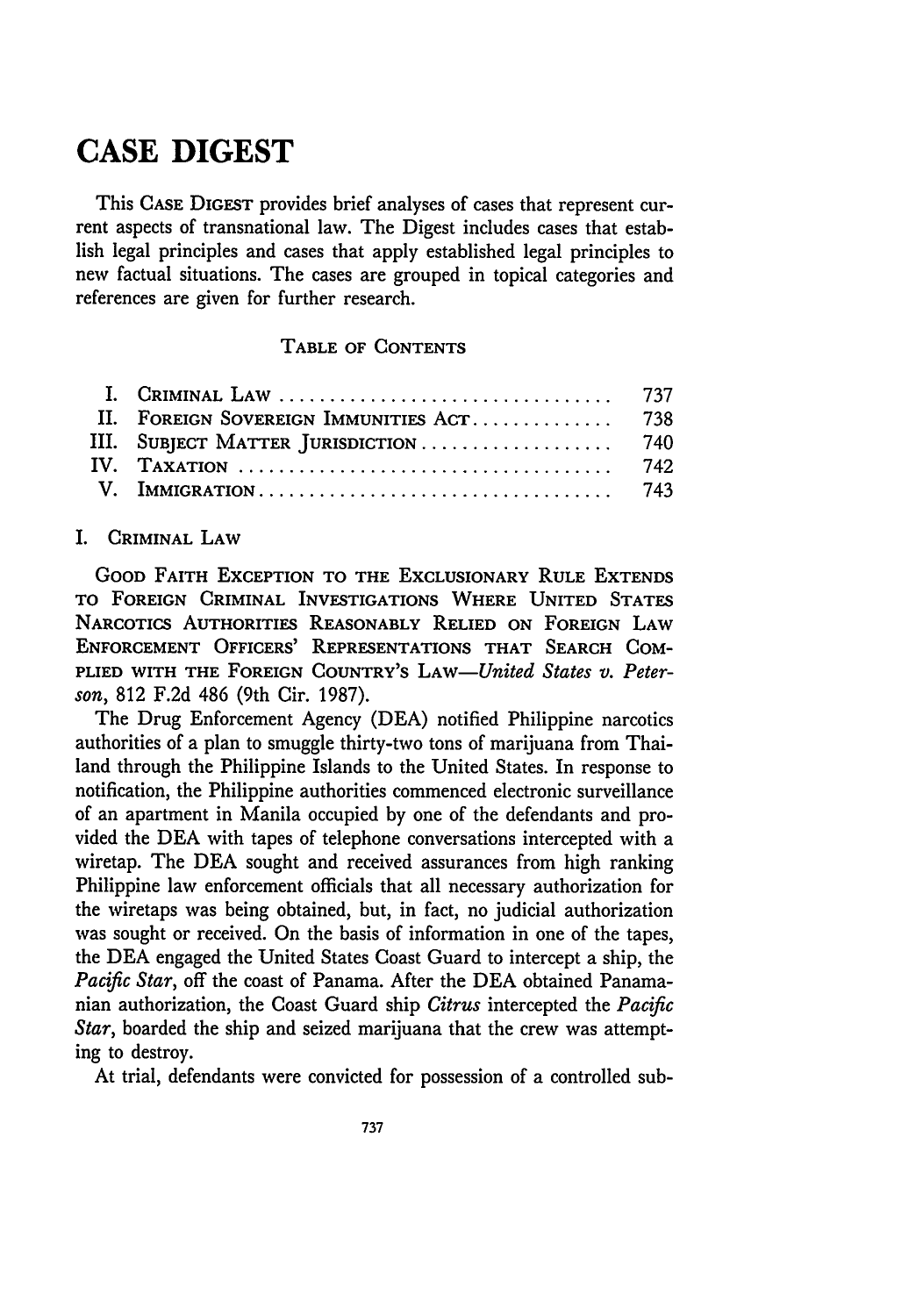# CASE DIGEST

This CASE DIGEST provides brief analyses of cases that represent current aspects of transnational law. The Digest includes cases that establish legal principles and cases that apply established legal principles to new factual situations. The cases are grouped in topical categories and references are given for further research.

TABLE OF CONTENTS

| | | |
|---|---|---|
| I. | CRIMINAL LAW | 737 |
| II. | FOREIGN SOVEREIGN IMMUNITIES ACT | 738 |
| III. | SUBJECT MATTER JURISDICTION | 740 |
| IV. | TAXATION | 742 |
| V. | IMMIGRATION | 743 |

## I. CRIMINAL LAW

GOOD FAITH EXCEPTION TO THE EXCLUSIONARY RULE EXTENDS TO FOREIGN CRIMINAL INVESTIGATIONS WHERE UNITED STATES NARCOTICS AUTHORITIES REASONABLY RELIED ON FOREIGN LAW ENFORCEMENT OFFICERS' REPRESENTATIONS THAT SEARCH COMPLIED WITH THE FOREIGN COUNTRY'S LAW—*United States v. Peterson*, 812 F.2d 486 (9th Cir. 1987).

The Drug Enforcement Agency (DEA) notified Philippine narcotics authorities of a plan to smuggle thirty-two tons of marijuana from Thailand through the Philippine Islands to the United States. In response to notification, the Philippine authorities commenced electronic surveillance of an apartment in Manila occupied by one of the defendants and provided the DEA with tapes of telephone conversations intercepted with a wiretap. The DEA sought and received assurances from high ranking Philippine law enforcement officials that all necessary authorization for the wiretaps was being obtained, but, in fact, no judicial authorization was sought or received. On the basis of information in one of the tapes, the DEA engaged the United States Coast Guard to intercept a ship, the *Pacific Star*, off the coast of Panama. After the DEA obtained Panamanian authorization, the Coast Guard ship *Citrus* intercepted the *Pacific Star*, boarded the ship and seized marijuana that the crew was attempting to destroy.

At trial, defendants were convicted for possession of a controlled sub-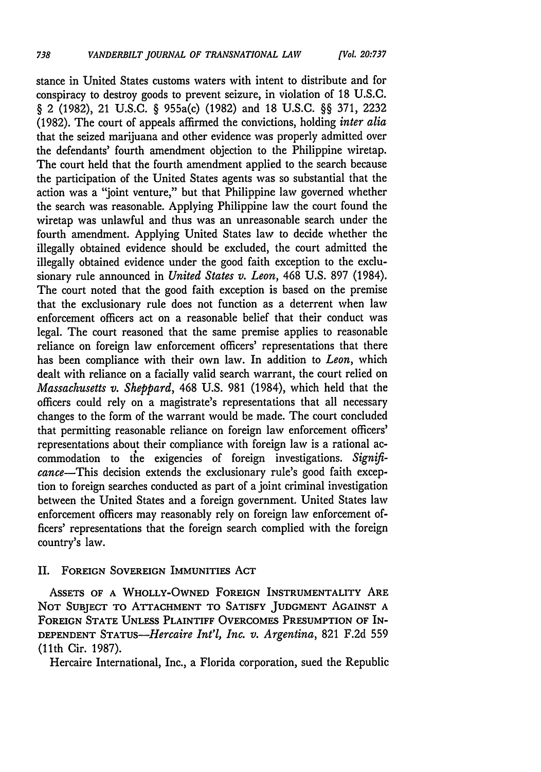stance in United States customs waters with intent to distribute and for conspiracy to destroy goods to prevent seizure, in violation of 18 U.S.C. § 2 (1982), 21 U.S.C. § 955a(c) (1982) and 18 U.S.C. §§ 371, 2232 (1982). The court of appeals affirmed the convictions, holding *inter alia* that the seized marijuana and other evidence was properly admitted over the defendants' fourth amendment objection to the Philippine wiretap. The court held that the fourth amendment applied to the search because the participation of the United States agents was so substantial that the action was a "joint venture," but that Philippine law governed whether the search was reasonable. Applying Philippine law the court found the wiretap was unlawful and thus was an unreasonable search under the fourth amendment. Applying United States law to decide whether the illegally obtained evidence should be excluded, the court admitted the illegally obtained evidence under the good faith exception to the exclusionary rule announced in *United States v. Leon*, 468 U.S. 897 (1984). The court noted that the good faith exception is based on the premise that the exclusionary rule does not function as a deterrent when law enforcement officers act on a reasonable belief that their conduct was legal. The court reasoned that the same premise applies to reasonable reliance on foreign law enforcement officers' representations that there has been compliance with their own law. In addition to *Leon*, which dealt with reliance on a facially valid search warrant, the court relied on *Massachusetts v. Sheppard*, 468 U.S. 981 (1984), which held that the officers could rely on a magistrate's representations that all necessary changes to the form of the warrant would be made. The court concluded that permitting reasonable reliance on foreign law enforcement officers' representations about their compliance with foreign law is a rational accommodation to the exigencies of foreign investigations. *Significance*—This decision extends the exclusionary rule's good faith exception to foreign searches conducted as part of a joint criminal investigation between the United States and a foreign government. United States law enforcement officers may reasonably rely on foreign law enforcement officers' representations that the foreign search complied with the foreign country's law.

## II. Foreign Sovereign Immunities Act

Assets of a Wholly-Owned Foreign Instrumentality Are Not Subject to Attachment to Satisfy Judgment Against a Foreign State Unless Plaintiff Overcomes Presumption of Independent Status—*Hercaire Int'l, Inc. v. Argentina*, 821 F.2d 559 (11th Cir. 1987).

Hercaire International, Inc., a Florida corporation, sued the Republic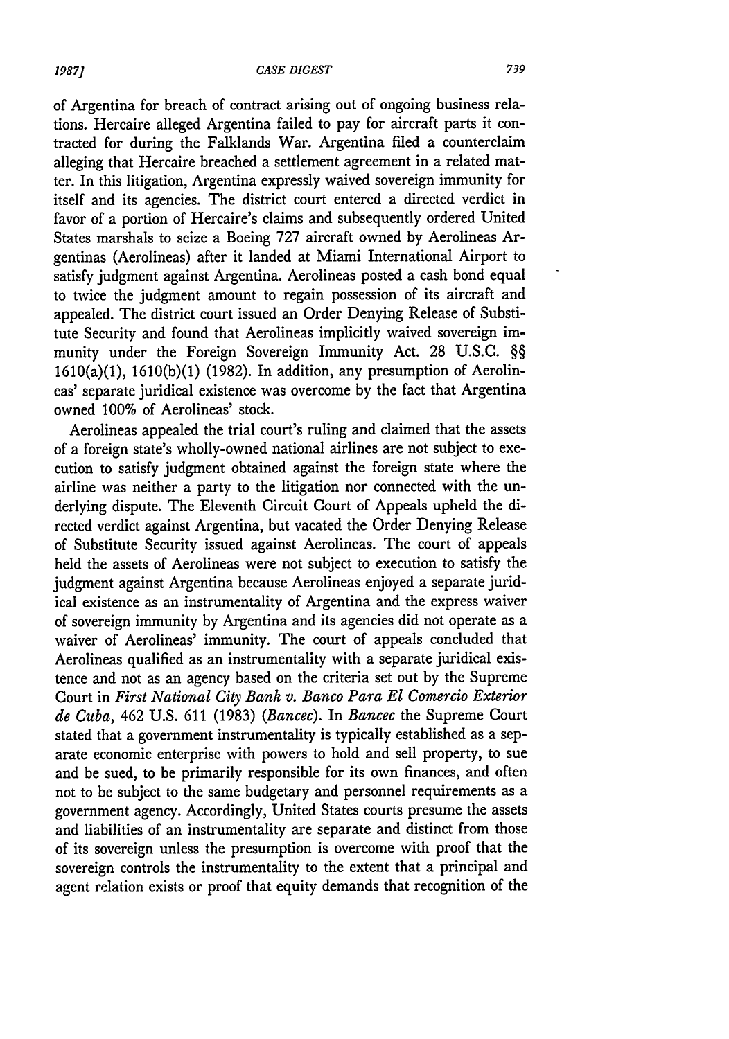of Argentina for breach of contract arising out of ongoing business relations. Hercaire alleged Argentina failed to pay for aircraft parts it contracted for during the Falklands War. Argentina filed a counterclaim alleging that Hercaire breached a settlement agreement in a related matter. In this litigation, Argentina expressly waived sovereign immunity for itself and its agencies. The district court entered a directed verdict in favor of a portion of Hercaire's claims and subsequently ordered United States marshals to seize a Boeing 727 aircraft owned by Aerolineas Argentinas (Aerolineas) after it landed at Miami International Airport to satisfy judgment against Argentina. Aerolineas posted a cash bond equal to twice the judgment amount to regain possession of its aircraft and appealed. The district court issued an Order Denying Release of Substitute Security and found that Aerolineas implicitly waived sovereign immunity under the Foreign Sovereign Immunity Act. 28 U.S.C. §§ 1610(a)(1), 1610(b)(1) (1982). In addition, any presumption of Aerolineas' separate juridical existence was overcome by the fact that Argentina owned 100% of Aerolineas' stock.

Aerolineas appealed the trial court's ruling and claimed that the assets of a foreign state's wholly-owned national airlines are not subject to execution to satisfy judgment obtained against the foreign state where the airline was neither a party to the litigation nor connected with the underlying dispute. The Eleventh Circuit Court of Appeals upheld the directed verdict against Argentina, but vacated the Order Denying Release of Substitute Security issued against Aerolineas. The court of appeals held the assets of Aerolineas were not subject to execution to satisfy the judgment against Argentina because Aerolineas enjoyed a separate juridical existence as an instrumentality of Argentina and the express waiver of sovereign immunity by Argentina and its agencies did not operate as a waiver of Aerolineas' immunity. The court of appeals concluded that Aerolineas qualified as an instrumentality with a separate juridical existence and not as an agency based on the criteria set out by the Supreme Court in *First National City Bank v. Banco Para El Comercio Exterior de Cuba*, 462 U.S. 611 (1983) (*Bancec*). In *Bancec* the Supreme Court stated that a government instrumentality is typically established as a separate economic enterprise with powers to hold and sell property, to sue and be sued, to be primarily responsible for its own finances, and often not to be subject to the same budgetary and personnel requirements as a government agency. Accordingly, United States courts presume the assets and liabilities of an instrumentality are separate and distinct from those of its sovereign unless the presumption is overcome with proof that the sovereign controls the instrumentality to the extent that a principal and agent relation exists or proof that equity demands that recognition of the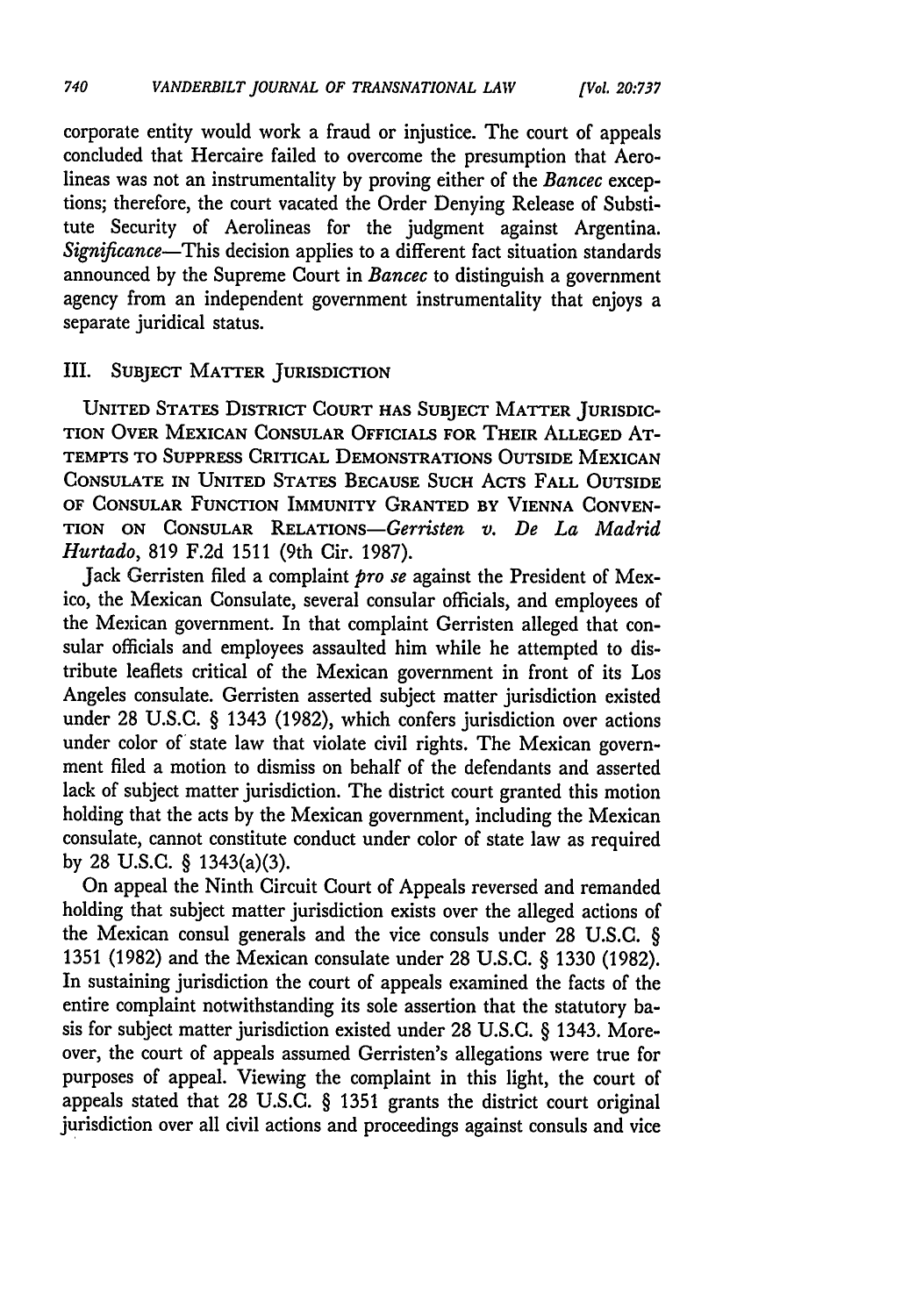corporate entity would work a fraud or injustice. The court of appeals concluded that Hercaire failed to overcome the presumption that Aerolineas was not an instrumentality by proving either of the *Bancec* exceptions; therefore, the court vacated the Order Denying Release of Substitute Security of Aerolineas for the judgment against Argentina. *Significance*—This decision applies to a different fact situation standards announced by the Supreme Court in *Bancec* to distinguish a government agency from an independent government instrumentality that enjoys a separate juridical status.

## III. Subject Matter Jurisdiction

United States District Court has Subject Matter Jurisdiction Over Mexican Consular Officials for Their Alleged Attempts to Suppress Critical Demonstrations Outside Mexican Consulate in United States Because Such Acts Fall Outside of Consular Function Immunity Granted by Vienna Convention on Consular Relations—*Gerristen v. De La Madrid Hurtado*, 819 F.2d 1511 (9th Cir. 1987).

Jack Gerristen filed a complaint *pro se* against the President of Mexico, the Mexican Consulate, several consular officials, and employees of the Mexican government. In that complaint Gerristen alleged that consular officials and employees assaulted him while he attempted to distribute leaflets critical of the Mexican government in front of its Los Angeles consulate. Gerristen asserted subject matter jurisdiction existed under 28 U.S.C. § 1343 (1982), which confers jurisdiction over actions under color of state law that violate civil rights. The Mexican government filed a motion to dismiss on behalf of the defendants and asserted lack of subject matter jurisdiction. The district court granted this motion holding that the acts by the Mexican government, including the Mexican consulate, cannot constitute conduct under color of state law as required by 28 U.S.C. § 1343(a)(3).

On appeal the Ninth Circuit Court of Appeals reversed and remanded holding that subject matter jurisdiction exists over the alleged actions of the Mexican consul generals and the vice consuls under 28 U.S.C. § 1351 (1982) and the Mexican consulate under 28 U.S.C. § 1330 (1982). In sustaining jurisdiction the court of appeals examined the facts of the entire complaint notwithstanding its sole assertion that the statutory basis for subject matter jurisdiction existed under 28 U.S.C. § 1343. Moreover, the court of appeals assumed Gerristen's allegations were true for purposes of appeal. Viewing the complaint in this light, the court of appeals stated that 28 U.S.C. § 1351 grants the district court original jurisdiction over all civil actions and proceedings against consuls and vice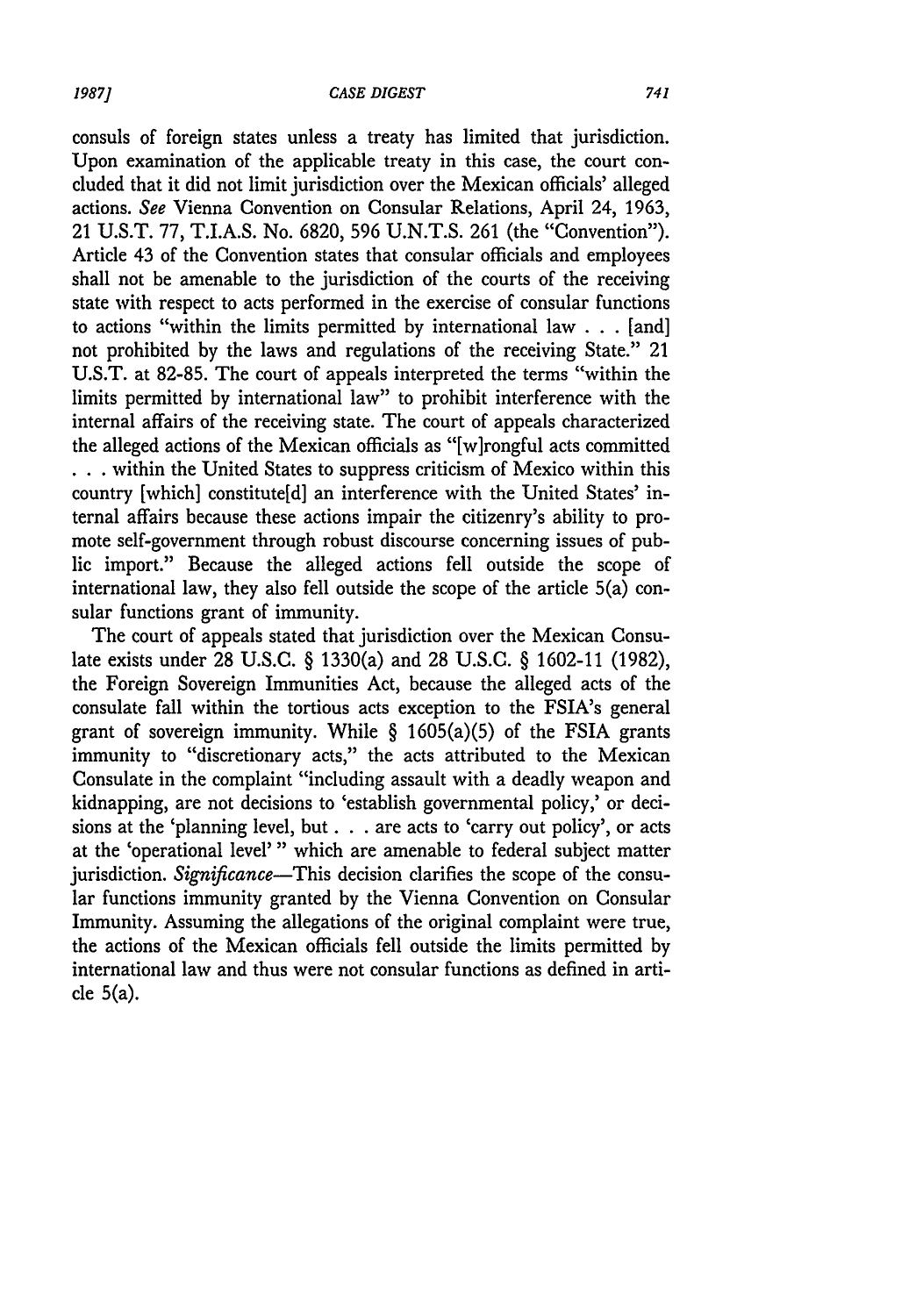consuls of foreign states unless a treaty has limited that jurisdiction. Upon examination of the applicable treaty in this case, the court concluded that it did not limit jurisdiction over the Mexican officials' alleged actions. *See* Vienna Convention on Consular Relations, April 24, 1963, 21 U.S.T. 77, T.I.A.S. No. 6820, 596 U.N.T.S. 261 (the "Convention"). Article 43 of the Convention states that consular officials and employees shall not be amenable to the jurisdiction of the courts of the receiving state with respect to acts performed in the exercise of consular functions to actions "within the limits permitted by international law . . . [and] not prohibited by the laws and regulations of the receiving State." 21 U.S.T. at 82-85. The court of appeals interpreted the terms "within the limits permitted by international law" to prohibit interference with the internal affairs of the receiving state. The court of appeals characterized the alleged actions of the Mexican officials as "[w]rongful acts committed . . . within the United States to suppress criticism of Mexico within this country [which] constitute[d] an interference with the United States' internal affairs because these actions impair the citizenry's ability to promote self-government through robust discourse concerning issues of public import." Because the alleged actions fell outside the scope of international law, they also fell outside the scope of the article 5(a) consular functions grant of immunity.

The court of appeals stated that jurisdiction over the Mexican Consulate exists under 28 U.S.C. § 1330(a) and 28 U.S.C. § 1602-11 (1982), the Foreign Sovereign Immunities Act, because the alleged acts of the consulate fall within the tortious acts exception to the FSIA's general grant of sovereign immunity. While § 1605(a)(5) of the FSIA grants immunity to "discretionary acts," the acts attributed to the Mexican Consulate in the complaint "including assault with a deadly weapon and kidnapping, are not decisions to 'establish governmental policy,' or decisions at the 'planning level, but . . . are acts to 'carry out policy', or acts at the 'operational level' " which are amenable to federal subject matter jurisdiction. *Significance*—This decision clarifies the scope of the consular functions immunity granted by the Vienna Convention on Consular Immunity. Assuming the allegations of the original complaint were true, the actions of the Mexican officials fell outside the limits permitted by international law and thus were not consular functions as defined in article 5(a).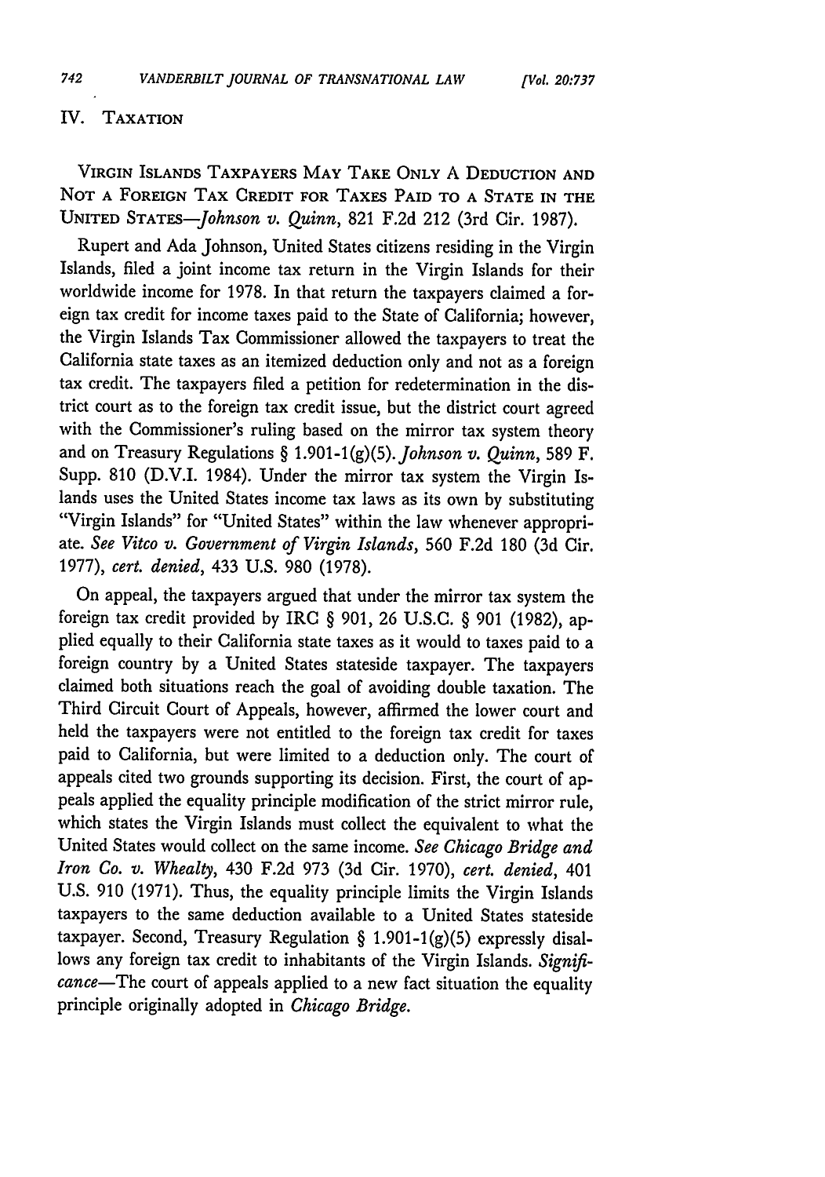## IV. TAXATION

VIRGIN ISLANDS TAXPAYERS MAY TAKE ONLY A DEDUCTION AND NOT A FOREIGN TAX CREDIT FOR TAXES PAID TO A STATE IN THE UNITED STATES—*Johnson v. Quinn*, 821 F.2d 212 (3rd Cir. 1987).

Rupert and Ada Johnson, United States citizens residing in the Virgin Islands, filed a joint income tax return in the Virgin Islands for their worldwide income for 1978. In that return the taxpayers claimed a foreign tax credit for income taxes paid to the State of California; however, the Virgin Islands Tax Commissioner allowed the taxpayers to treat the California state taxes as an itemized deduction only and not as a foreign tax credit. The taxpayers filed a petition for redetermination in the district court as to the foreign tax credit issue, but the district court agreed with the Commissioner's ruling based on the mirror tax system theory and on Treasury Regulations § 1.901-1(g)(5). *Johnson v. Quinn*, 589 F. Supp. 810 (D.V.I. 1984). Under the mirror tax system the Virgin Islands uses the United States income tax laws as its own by substituting "Virgin Islands" for "United States" within the law whenever appropriate. *See Vitco v. Government of Virgin Islands*, 560 F.2d 180 (3d Cir. 1977), *cert. denied*, 433 U.S. 980 (1978).

On appeal, the taxpayers argued that under the mirror tax system the foreign tax credit provided by IRC § 901, 26 U.S.C. § 901 (1982), applied equally to their California state taxes as it would to taxes paid to a foreign country by a United States stateside taxpayer. The taxpayers claimed both situations reach the goal of avoiding double taxation. The Third Circuit Court of Appeals, however, affirmed the lower court and held the taxpayers were not entitled to the foreign tax credit for taxes paid to California, but were limited to a deduction only. The court of appeals cited two grounds supporting its decision. First, the court of appeals applied the equality principle modification of the strict mirror rule, which states the Virgin Islands must collect the equivalent to what the United States would collect on the same income. *See Chicago Bridge and Iron Co. v. Whealty*, 430 F.2d 973 (3d Cir. 1970), *cert. denied*, 401 U.S. 910 (1971). Thus, the equality principle limits the Virgin Islands taxpayers to the same deduction available to a United States stateside taxpayer. Second, Treasury Regulation § 1.901-1(g)(5) expressly disallows any foreign tax credit to inhabitants of the Virgin Islands. *Significance*—The court of appeals applied to a new fact situation the equality principle originally adopted in *Chicago Bridge*.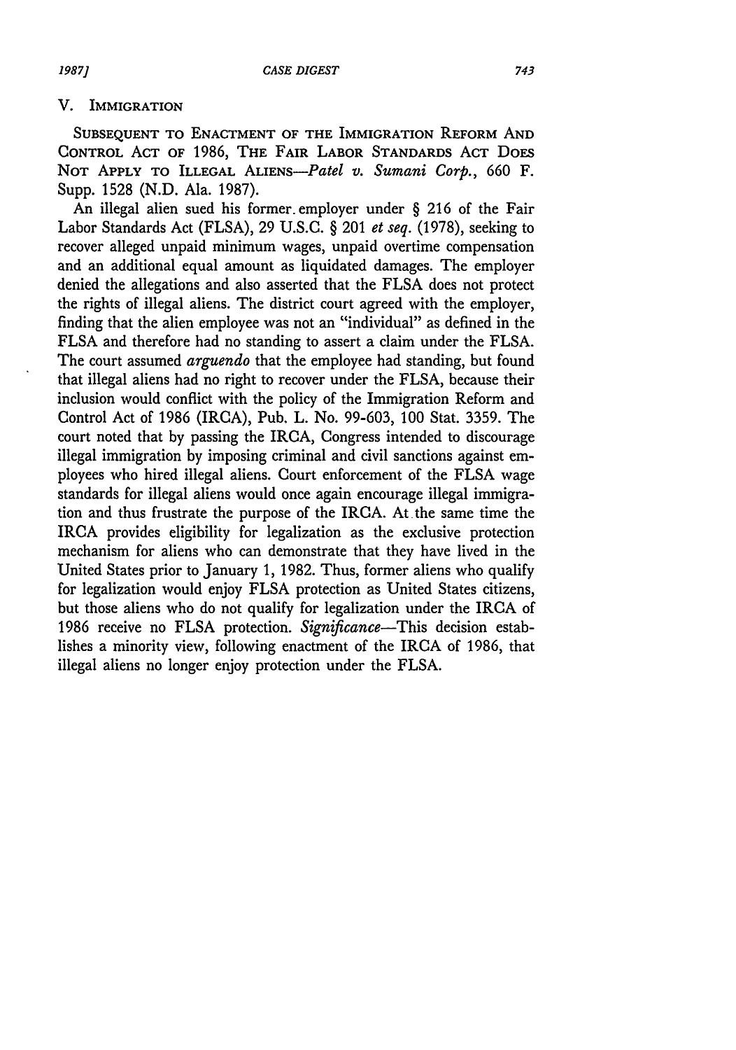## V. Immigration

Subsequent to Enactment of the Immigration Reform And Control Act of 1986, The Fair Labor Standards Act Does Not Apply to Illegal Aliens—*Patel v. Sumani Corp.*, 660 F. Supp. 1528 (N.D. Ala. 1987).

An illegal alien sued his former employer under § 216 of the Fair Labor Standards Act (FLSA), 29 U.S.C. § 201 *et seq.* (1978), seeking to recover alleged unpaid minimum wages, unpaid overtime compensation and an additional equal amount as liquidated damages. The employer denied the allegations and also asserted that the FLSA does not protect the rights of illegal aliens. The district court agreed with the employer, finding that the alien employee was not an "individual" as defined in the FLSA and therefore had no standing to assert a claim under the FLSA. The court assumed *arguendo* that the employee had standing, but found that illegal aliens had no right to recover under the FLSA, because their inclusion would conflict with the policy of the Immigration Reform and Control Act of 1986 (IRCA), Pub. L. No. 99-603, 100 Stat. 3359. The court noted that by passing the IRCA, Congress intended to discourage illegal immigration by imposing criminal and civil sanctions against employees who hired illegal aliens. Court enforcement of the FLSA wage standards for illegal aliens would once again encourage illegal immigration and thus frustrate the purpose of the IRCA. At the same time the IRCA provides eligibility for legalization as the exclusive protection mechanism for aliens who can demonstrate that they have lived in the United States prior to January 1, 1982. Thus, former aliens who qualify for legalization would enjoy FLSA protection as United States citizens, but those aliens who do not qualify for legalization under the IRCA of 1986 receive no FLSA protection. *Significance*—This decision establishes a minority view, following enactment of the IRCA of 1986, that illegal aliens no longer enjoy protection under the FLSA.